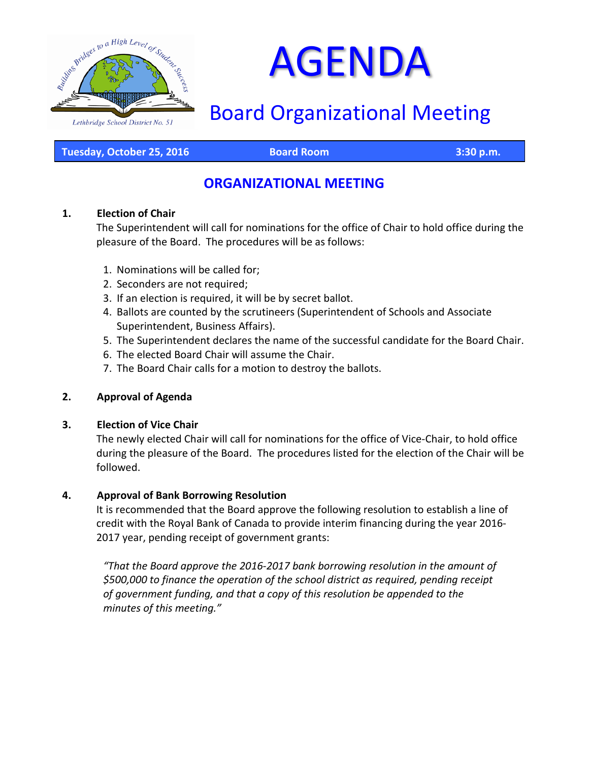Lethbridge School District No. 51

# AGENDA

## Board Organizational Meeting

**Tuesday, October 25, 2016** | **Board Room** | **3:30 p.m.**

## ORGANIZATIONAL MEETING

**1. Election of Chair**

The Superintendent will call for nominations for the office of Chair to hold office during the pleasure of the Board. The procedures will be as follows:

1. Nominations will be called for;
2. Seconders are not required;
3. If an election is required, it will be by secret ballot.
4. Ballots are counted by the scrutineers (Superintendent of Schools and Associate Superintendent, Business Affairs).
5. The Superintendent declares the name of the successful candidate for the Board Chair.
6. The elected Board Chair will assume the Chair.
7. The Board Chair calls for a motion to destroy the ballots.

**2. Approval of Agenda**

**3. Election of Vice Chair**

The newly elected Chair will call for nominations for the office of Vice-Chair, to hold office during the pleasure of the Board. The procedures listed for the election of the Chair will be followed.

**4. Approval of Bank Borrowing Resolution**

It is recommended that the Board approve the following resolution to establish a line of credit with the Royal Bank of Canada to provide interim financing during the year 2016-2017 year, pending receipt of government grants:

*"That the Board approve the 2016-2017 bank borrowing resolution in the amount of $500,000 to finance the operation of the school district as required, pending receipt of government funding, and that a copy of this resolution be appended to the minutes of this meeting."*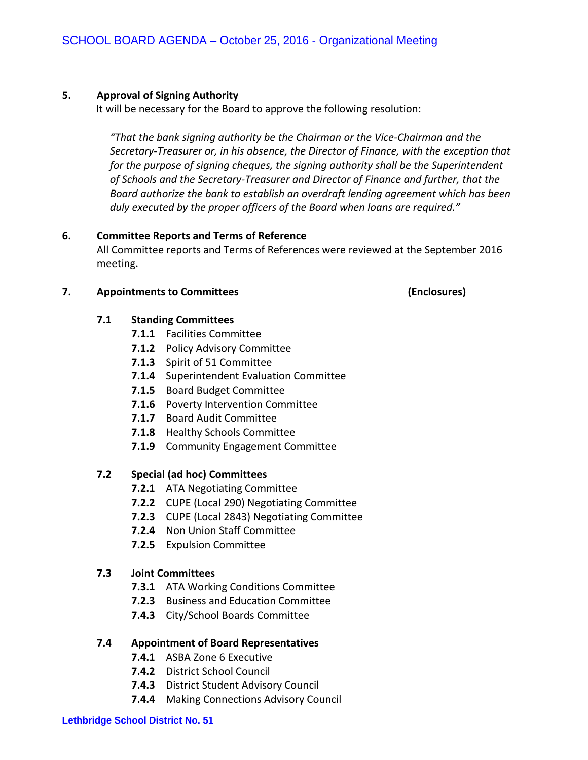## 5. Approval of Signing Authority

It will be necessary for the Board to approve the following resolution:

> *"That the bank signing authority be the Chairman or the Vice-Chairman and the Secretary-Treasurer or, in his absence, the Director of Finance, with the exception that for the purpose of signing cheques, the signing authority shall be the Superintendent of Schools and the Secretary-Treasurer and Director of Finance and further, that the Board authorize the bank to establish an overdraft lending agreement which has been duly executed by the proper officers of the Board when loans are required."*

## 6. Committee Reports and Terms of Reference

All Committee reports and Terms of References were reviewed at the September 2016 meeting.

## 7. Appointments to Committees (Enclosures)

### 7.1 Standing Committees

- **7.1.1** Facilities Committee
- **7.1.2** Policy Advisory Committee
- **7.1.3** Spirit of 51 Committee
- **7.1.4** Superintendent Evaluation Committee
- **7.1.5** Board Budget Committee
- **7.1.6** Poverty Intervention Committee
- **7.1.7** Board Audit Committee
- **7.1.8** Healthy Schools Committee
- **7.1.9** Community Engagement Committee

### 7.2 Special (ad hoc) Committees

- **7.2.1** ATA Negotiating Committee
- **7.2.2** CUPE (Local 290) Negotiating Committee
- **7.2.3** CUPE (Local 2843) Negotiating Committee
- **7.2.4** Non Union Staff Committee
- **7.2.5** Expulsion Committee

### 7.3 Joint Committees

- **7.3.1** ATA Working Conditions Committee
- **7.2.3** Business and Education Committee
- **7.4.3** City/School Boards Committee

### 7.4 Appointment of Board Representatives

- **7.4.1** ASBA Zone 6 Executive
- **7.4.2** District School Council
- **7.4.3** District Student Advisory Council
- **7.4.4** Making Connections Advisory Council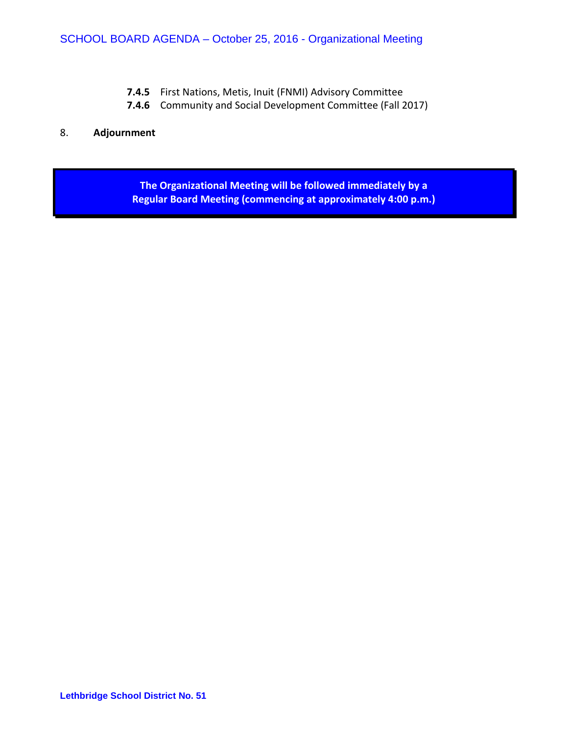**7.4.5** First Nations, Metis, Inuit (FNMI) Advisory Committee
**7.4.6** Community and Social Development Committee (Fall 2017)

8. **Adjournment**

**The Organizational Meeting will be followed immediately by a Regular Board Meeting (commencing at approximately 4:00 p.m.)**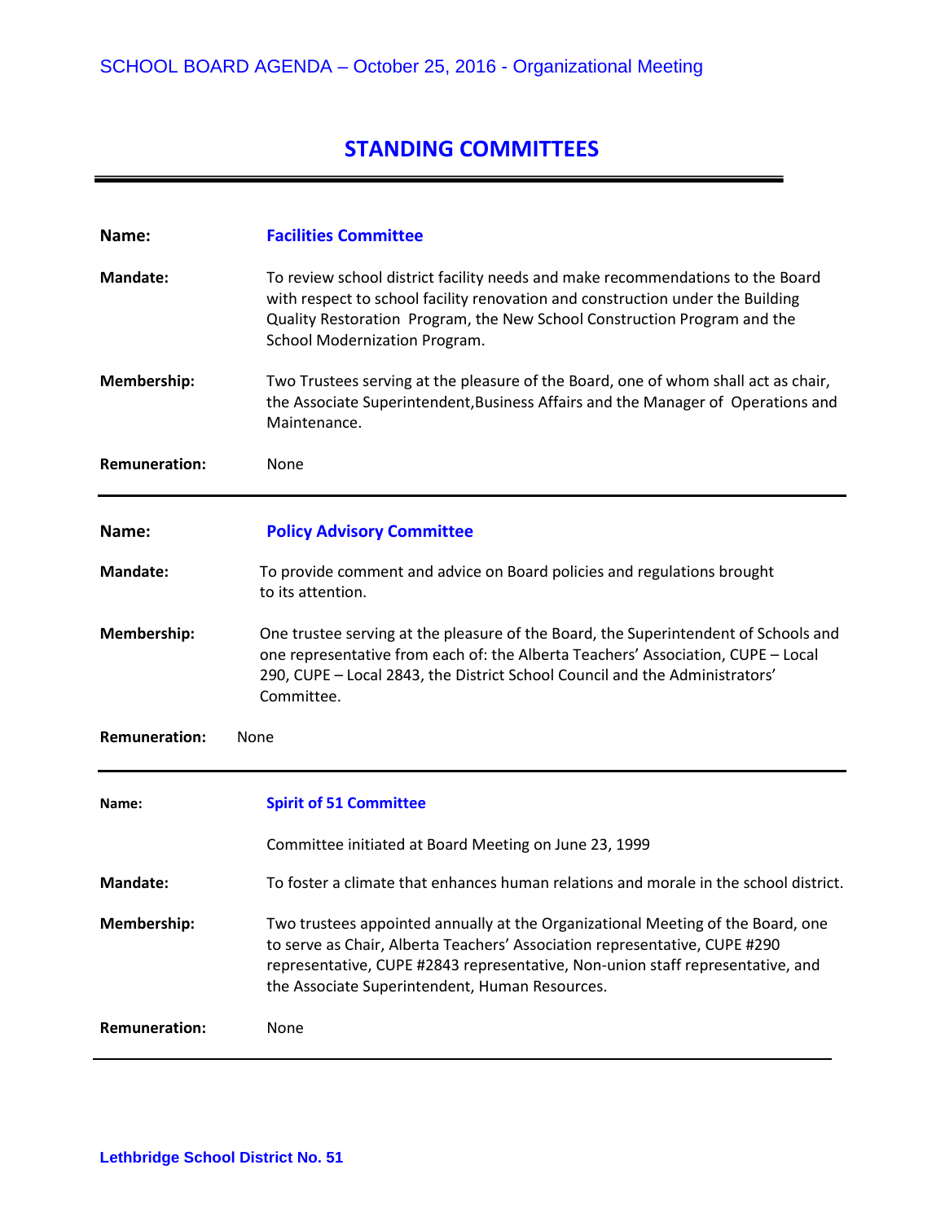# STANDING COMMITTEES

---

**Name:** **Facilities Committee**

**Mandate:** To review school district facility needs and make recommendations to the Board with respect to school facility renovation and construction under the Building Quality Restoration Program, the New School Construction Program and the School Modernization Program.

**Membership:** Two Trustees serving at the pleasure of the Board, one of whom shall act as chair, the Associate Superintendent,Business Affairs and the Manager of Operations and Maintenance.

**Remuneration:** None

---

**Name:** **Policy Advisory Committee**

**Mandate:** To provide comment and advice on Board policies and regulations brought to its attention.

**Membership:** One trustee serving at the pleasure of the Board, the Superintendent of Schools and one representative from each of: the Alberta Teachers' Association, CUPE – Local 290, CUPE – Local 2843, the District School Council and the Administrators' Committee.

**Remuneration:** None

---

**Name:** **Spirit of 51 Committee**

Committee initiated at Board Meeting on June 23, 1999

**Mandate:** To foster a climate that enhances human relations and morale in the school district.

**Membership:** Two trustees appointed annually at the Organizational Meeting of the Board, one to serve as Chair, Alberta Teachers' Association representative, CUPE #290 representative, CUPE #2843 representative, Non-union staff representative, and the Associate Superintendent, Human Resources.

**Remuneration:** None

---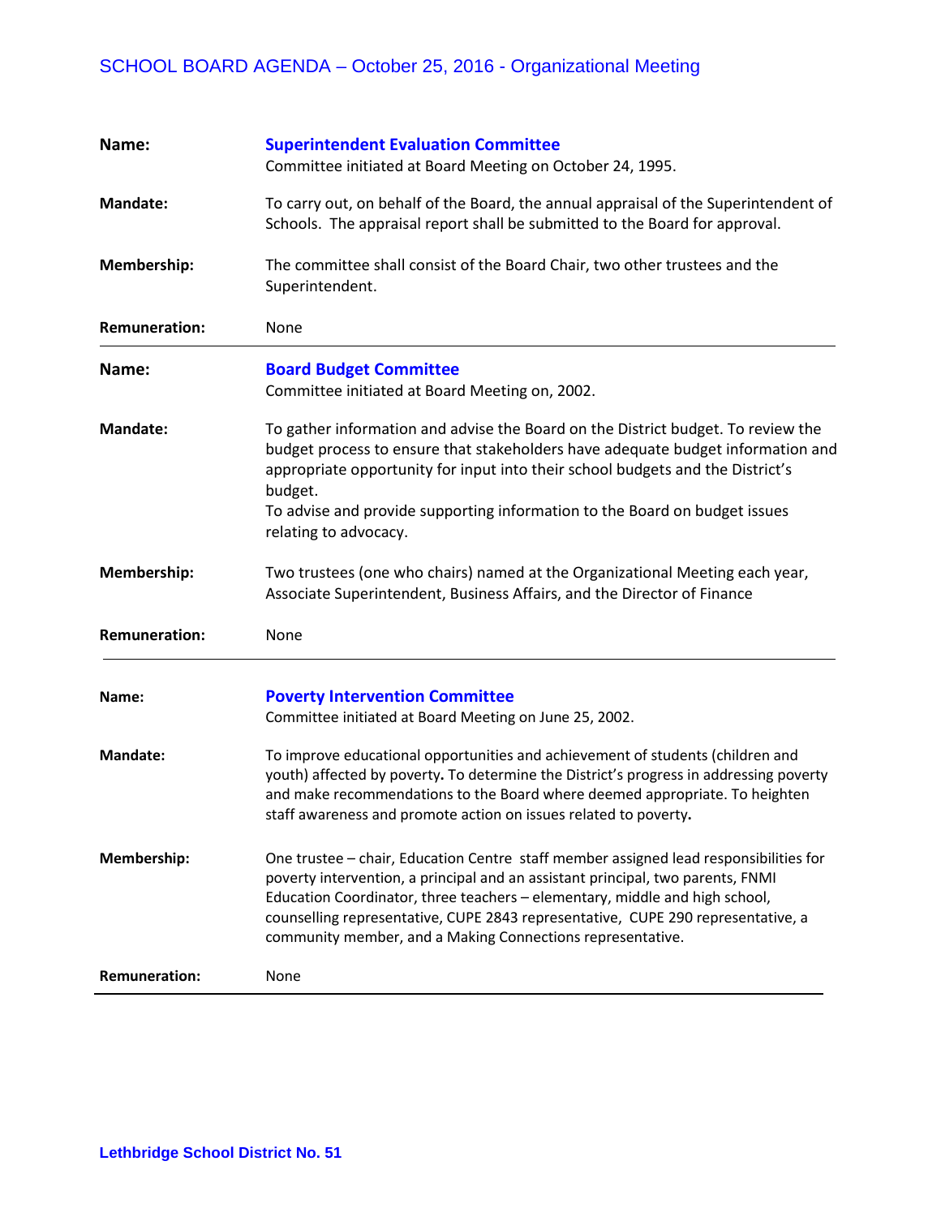**Name:** **Superintendent Evaluation Committee**
Committee initiated at Board Meeting on October 24, 1995.

**Mandate:** To carry out, on behalf of the Board, the annual appraisal of the Superintendent of Schools. The appraisal report shall be submitted to the Board for approval.

**Membership:** The committee shall consist of the Board Chair, two other trustees and the Superintendent.

**Remuneration:** None

---

**Name:** **Board Budget Committee**
Committee initiated at Board Meeting on, 2002.

**Mandate:** To gather information and advise the Board on the District budget. To review the budget process to ensure that stakeholders have adequate budget information and appropriate opportunity for input into their school budgets and the District's budget.
To advise and provide supporting information to the Board on budget issues relating to advocacy.

**Membership:** Two trustees (one who chairs) named at the Organizational Meeting each year, Associate Superintendent, Business Affairs, and the Director of Finance

**Remuneration:** None

---

**Name:** **Poverty Intervention Committee**
Committee initiated at Board Meeting on June 25, 2002.

**Mandate:** To improve educational opportunities and achievement of students (children and youth) affected by poverty. To determine the District's progress in addressing poverty and make recommendations to the Board where deemed appropriate. To heighten staff awareness and promote action on issues related to poverty.

**Membership:** One trustee – chair, Education Centre staff member assigned lead responsibilities for poverty intervention, a principal and an assistant principal, two parents, FNMI Education Coordinator, three teachers – elementary, middle and high school, counselling representative, CUPE 2843 representative, CUPE 290 representative, a community member, and a Making Connections representative.

**Remuneration:** None

---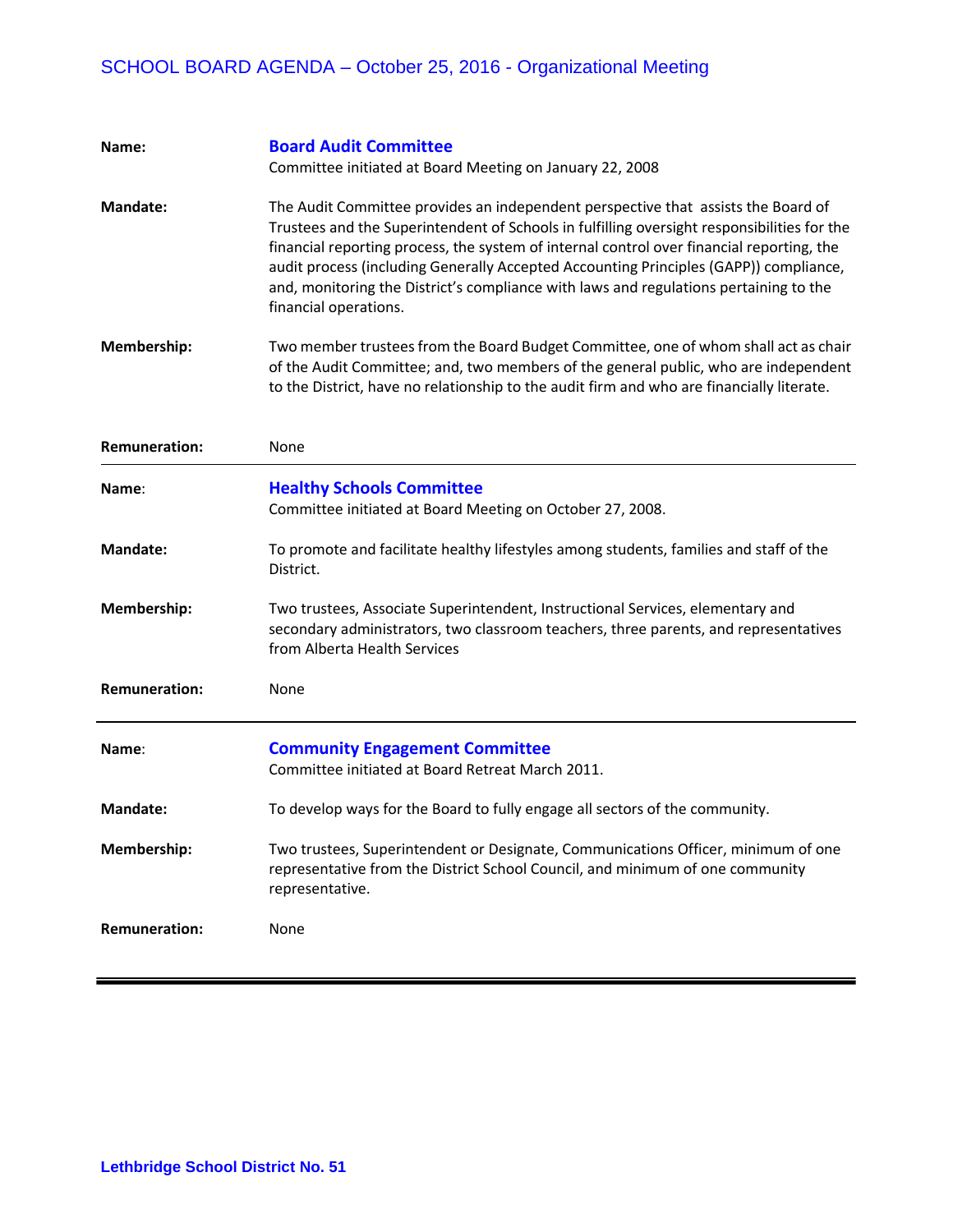**Name:** **Board Audit Committee**
Committee initiated at Board Meeting on January 22, 2008

**Mandate:** The Audit Committee provides an independent perspective that assists the Board of Trustees and the Superintendent of Schools in fulfilling oversight responsibilities for the financial reporting process, the system of internal control over financial reporting, the audit process (including Generally Accepted Accounting Principles (GAPP)) compliance, and, monitoring the District's compliance with laws and regulations pertaining to the financial operations.

**Membership:** Two member trustees from the Board Budget Committee, one of whom shall act as chair of the Audit Committee; and, two members of the general public, who are independent to the District, have no relationship to the audit firm and who are financially literate.

**Remuneration:** None

---

**Name:** **Healthy Schools Committee**
Committee initiated at Board Meeting on October 27, 2008.

**Mandate:** To promote and facilitate healthy lifestyles among students, families and staff of the District.

**Membership:** Two trustees, Associate Superintendent, Instructional Services, elementary and secondary administrators, two classroom teachers, three parents, and representatives from Alberta Health Services

**Remuneration:** None

---

**Name:** **Community Engagement Committee**
Committee initiated at Board Retreat March 2011.

**Mandate:** To develop ways for the Board to fully engage all sectors of the community.

**Membership:** Two trustees, Superintendent or Designate, Communications Officer, minimum of one representative from the District School Council, and minimum of one community representative.

**Remuneration:** None

---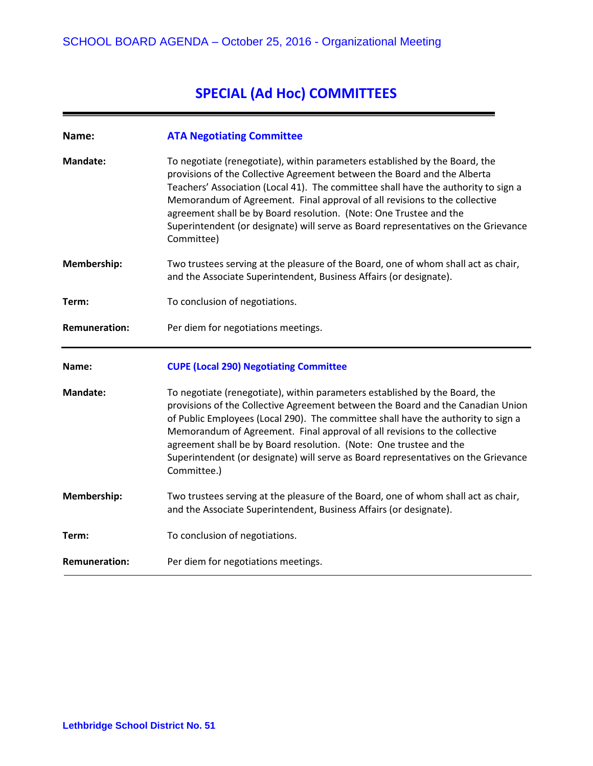# SPECIAL (Ad Hoc) COMMITTEES

| | |
|---|---|
| **Name:** | **ATA Negotiating Committee** |
| **Mandate:** | To negotiate (renegotiate), within parameters established by the Board, the provisions of the Collective Agreement between the Board and the Alberta Teachers' Association (Local 41). The committee shall have the authority to sign a Memorandum of Agreement. Final approval of all revisions to the collective agreement shall be by Board resolution. (Note: One Trustee and the Superintendent (or designate) will serve as Board representatives on the Grievance Committee) |
| **Membership:** | Two trustees serving at the pleasure of the Board, one of whom shall act as chair, and the Associate Superintendent, Business Affairs (or designate). |
| **Term:** | To conclusion of negotiations. |
| **Remuneration:** | Per diem for negotiations meetings. |

| | |
|---|---|
| **Name:** | **CUPE (Local 290) Negotiating Committee** |
| **Mandate:** | To negotiate (renegotiate), within parameters established by the Board, the provisions of the Collective Agreement between the Board and the Canadian Union of Public Employees (Local 290). The committee shall have the authority to sign a Memorandum of Agreement. Final approval of all revisions to the collective agreement shall be by Board resolution. (Note: One trustee and the Superintendent (or designate) will serve as Board representatives on the Grievance Committee.) |
| **Membership:** | Two trustees serving at the pleasure of the Board, one of whom shall act as chair, and the Associate Superintendent, Business Affairs (or designate). |
| **Term:** | To conclusion of negotiations. |
| **Remuneration:** | Per diem for negotiations meetings. |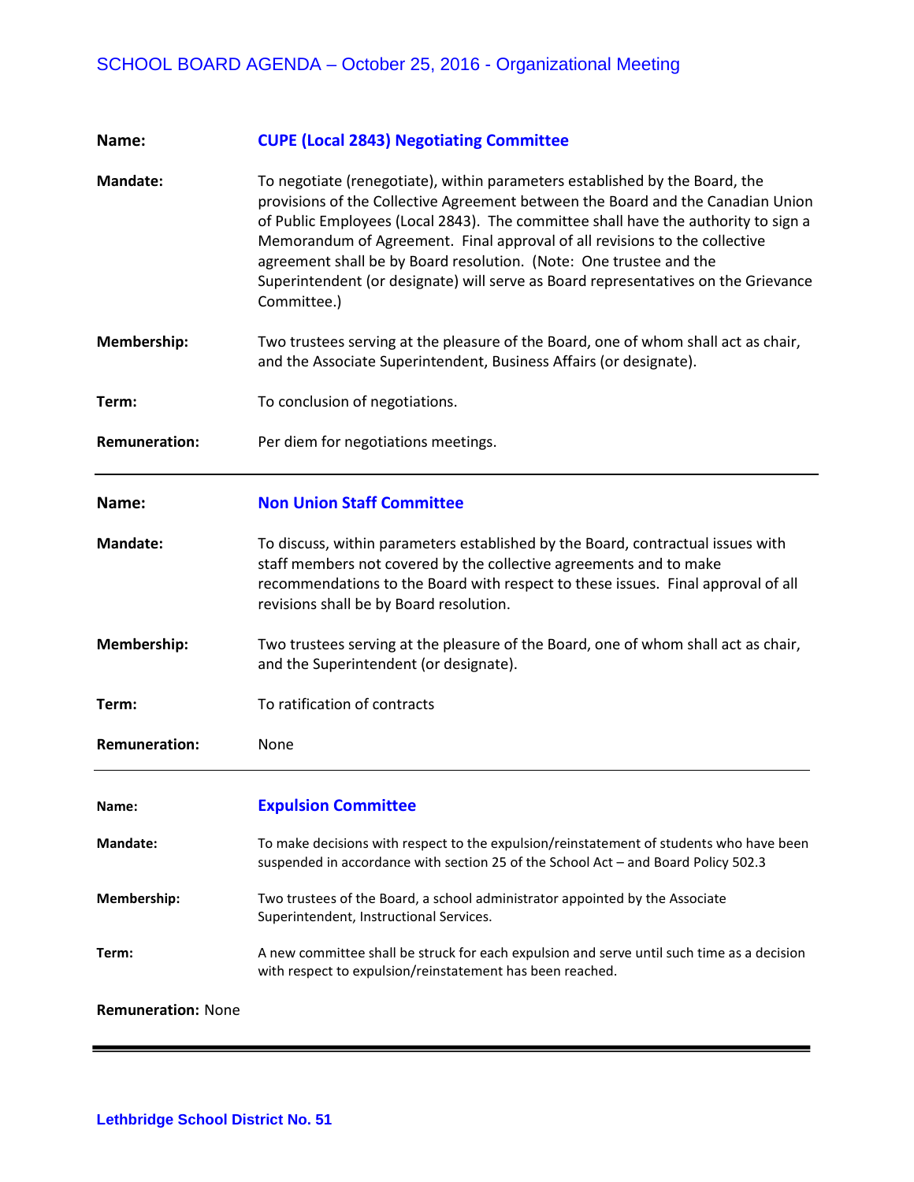**Name:** **CUPE (Local 2843) Negotiating Committee**

**Mandate:** To negotiate (renegotiate), within parameters established by the Board, the provisions of the Collective Agreement between the Board and the Canadian Union of Public Employees (Local 2843). The committee shall have the authority to sign a Memorandum of Agreement. Final approval of all revisions to the collective agreement shall be by Board resolution. (Note: One trustee and the Superintendent (or designate) will serve as Board representatives on the Grievance Committee.)

**Membership:** Two trustees serving at the pleasure of the Board, one of whom shall act as chair, and the Associate Superintendent, Business Affairs (or designate).

**Term:** To conclusion of negotiations.

**Remuneration:** Per diem for negotiations meetings.

---

**Name:** **Non Union Staff Committee**

**Mandate:** To discuss, within parameters established by the Board, contractual issues with staff members not covered by the collective agreements and to make recommendations to the Board with respect to these issues. Final approval of all revisions shall be by Board resolution.

**Membership:** Two trustees serving at the pleasure of the Board, one of whom shall act as chair, and the Superintendent (or designate).

**Term:** To ratification of contracts

**Remuneration:** None

---

**Name:** **Expulsion Committee**

**Mandate:** To make decisions with respect to the expulsion/reinstatement of students who have been suspended in accordance with section 25 of the School Act – and Board Policy 502.3

**Membership:** Two trustees of the Board, a school administrator appointed by the Associate Superintendent, Instructional Services.

**Term:** A new committee shall be struck for each expulsion and serve until such time as a decision with respect to expulsion/reinstatement has been reached.

**Remuneration:** None

---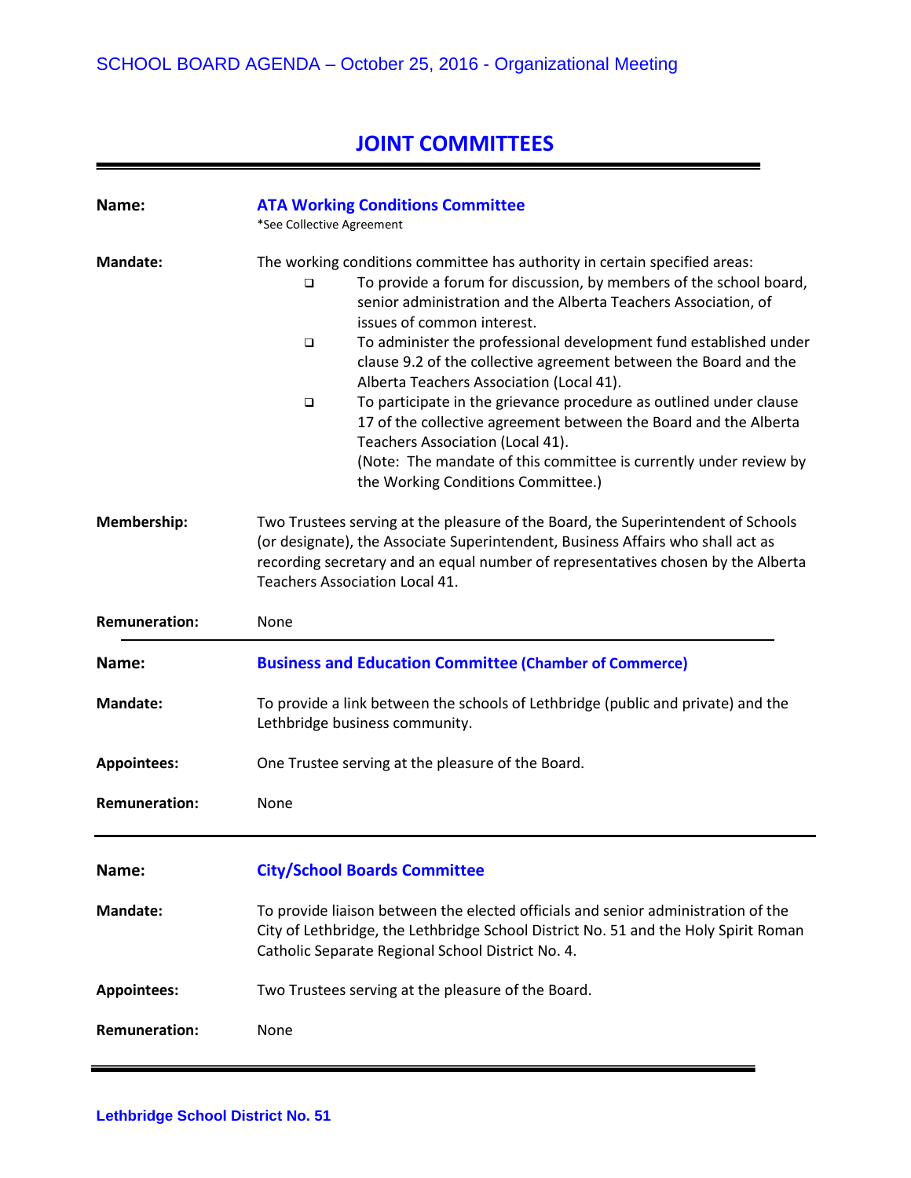# JOINT COMMITTEES

---

**Name:** **ATA Working Conditions Committee**
*See Collective Agreement

**Mandate:** The working conditions committee has authority in certain specified areas:

- To provide a forum for discussion, by members of the school board, senior administration and the Alberta Teachers Association, of issues of common interest.
- To administer the professional development fund established under clause 9.2 of the collective agreement between the Board and the Alberta Teachers Association (Local 41).
- To participate in the grievance procedure as outlined under clause 17 of the collective agreement between the Board and the Alberta Teachers Association (Local 41).
  (Note: The mandate of this committee is currently under review by the Working Conditions Committee.)

**Membership:** Two Trustees serving at the pleasure of the Board, the Superintendent of Schools (or designate), the Associate Superintendent, Business Affairs who shall act as recording secretary and an equal number of representatives chosen by the Alberta Teachers Association Local 41.

**Remuneration:** None

---

**Name:** **Business and Education Committee (Chamber of Commerce)**

**Mandate:** To provide a link between the schools of Lethbridge (public and private) and the Lethbridge business community.

**Appointees:** One Trustee serving at the pleasure of the Board.

**Remuneration:** None

---

**Name:** **City/School Boards Committee**

**Mandate:** To provide liaison between the elected officials and senior administration of the City of Lethbridge, the Lethbridge School District No. 51 and the Holy Spirit Roman Catholic Separate Regional School District No. 4.

**Appointees:** Two Trustees serving at the pleasure of the Board.

**Remuneration:** None

---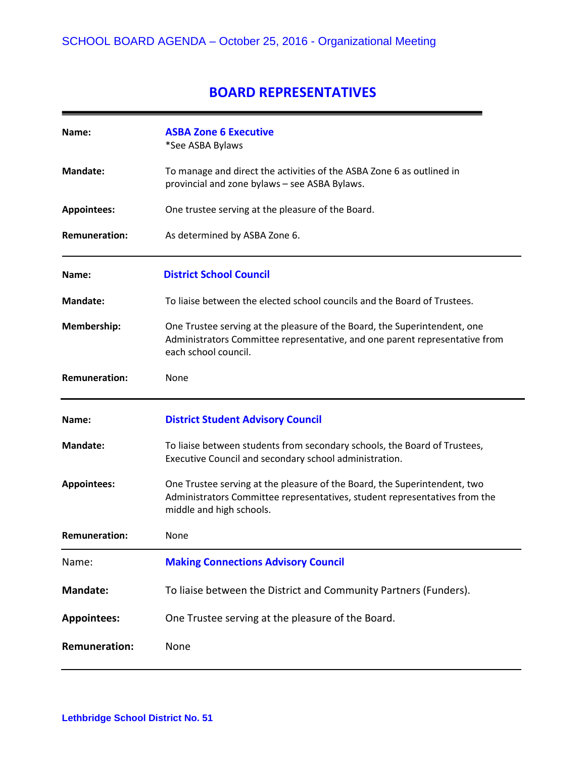# BOARD REPRESENTATIVES

---

**Name:** **ASBA Zone 6 Executive**
*See ASBA Bylaws

**Mandate:** To manage and direct the activities of the ASBA Zone 6 as outlined in provincial and zone bylaws – see ASBA Bylaws.

**Appointees:** One trustee serving at the pleasure of the Board.

**Remuneration:** As determined by ASBA Zone 6.

---

**Name:** **District School Council**

**Mandate:** To liaise between the elected school councils and the Board of Trustees.

**Membership:** One Trustee serving at the pleasure of the Board, the Superintendent, one Administrators Committee representative, and one parent representative from each school council.

**Remuneration:** None

---

**Name:** **District Student Advisory Council**

**Mandate:** To liaise between students from secondary schools, the Board of Trustees, Executive Council and secondary school administration.

**Appointees:** One Trustee serving at the pleasure of the Board, the Superintendent, two Administrators Committee representatives, student representatives from the middle and high schools.

**Remuneration:** None

---

Name: **Making Connections Advisory Council**

**Mandate:** To liaise between the District and Community Partners (Funders).

**Appointees:** One Trustee serving at the pleasure of the Board.

**Remuneration:** None

---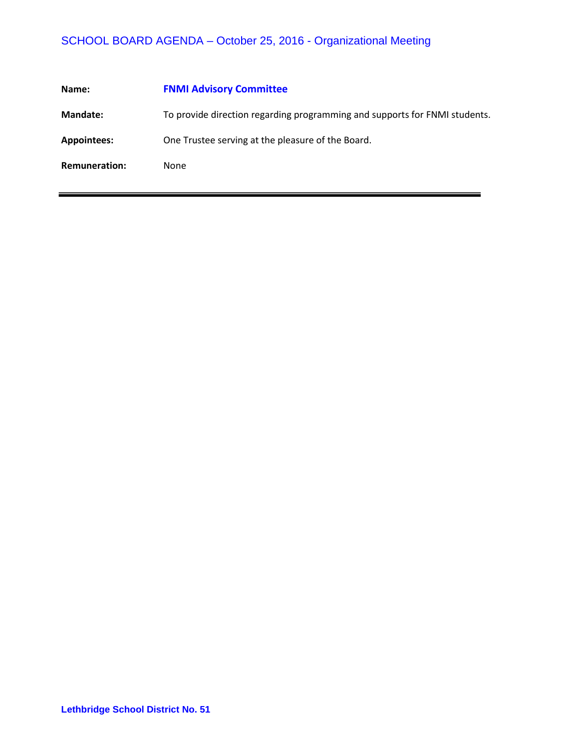**Name:** **FNMI Advisory Committee**

**Mandate:** To provide direction regarding programming and supports for FNMI students.

**Appointees:** One Trustee serving at the pleasure of the Board.

**Remuneration:** None

---